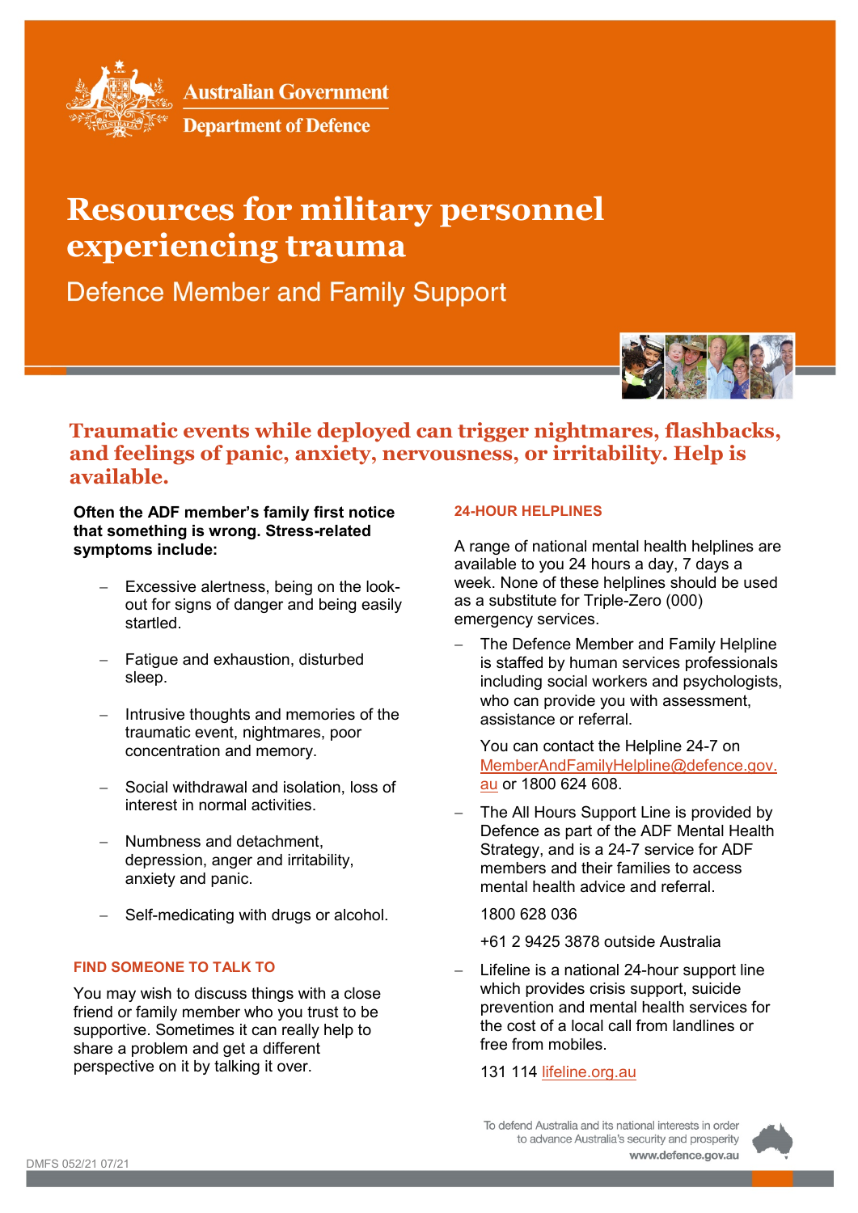Australian Government

Department of Defence

# Resources for military personnel experiencing trauma

Defence Member and Family Support

## Traumatic events while deployed can trigger nightmares, flashbacks, and feelings of panic, anxiety, nervousness, or irritability. Help is available.

**Often the ADF member's family first notice that something is wrong. Stress-related symptoms include:**

- Excessive alertness, being on the look-out for signs of danger and being easily startled.
- Fatigue and exhaustion, disturbed sleep.
- Intrusive thoughts and memories of the traumatic event, nightmares, poor concentration and memory.
- Social withdrawal and isolation, loss of interest in normal activities.
- Numbness and detachment, depression, anger and irritability, anxiety and panic.
- Self-medicating with drugs or alcohol.

### FIND SOMEONE TO TALK TO

You may wish to discuss things with a close friend or family member who you trust to be supportive. Sometimes it can really help to share a problem and get a different perspective on it by talking it over.

### 24-HOUR HELPLINES

A range of national mental health helplines are available to you 24 hours a day, 7 days a week. None of these helplines should be used as a substitute for Triple-Zero (000) emergency services.

- The Defence Member and Family Helpline is staffed by human services professionals including social workers and psychologists, who can provide you with assessment, assistance or referral.

  You can contact the Helpline 24-7 on MemberAndFamilyHelpline@defence.gov.au or 1800 624 608.

- The All Hours Support Line is provided by Defence as part of the ADF Mental Health Strategy, and is a 24-7 service for ADF members and their families to access mental health advice and referral.

  1800 628 036

  +61 2 9425 3878 outside Australia

- Lifeline is a national 24-hour support line which provides crisis support, suicide prevention and mental health services for the cost of a local call from landlines or free from mobiles.

  131 114 lifeline.org.au

To defend Australia and its national interests in order to advance Australia's security and prosperity

www.defence.gov.au

DMFS 052/21 07/21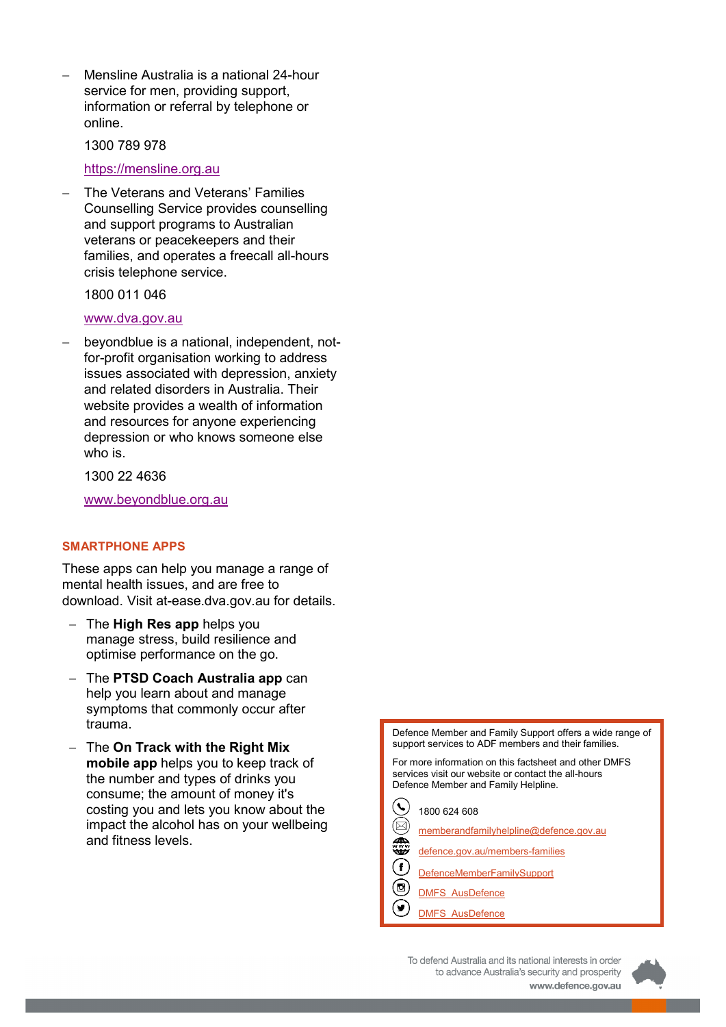- Mensline Australia is a national 24-hour service for men, providing support, information or referral by telephone or online.

  1300 789 978

  https://mensline.org.au

- The Veterans and Veterans' Families Counselling Service provides counselling and support programs to Australian veterans or peacekeepers and their families, and operates a freecall all-hours crisis telephone service.

  1800 011 046

  www.dva.gov.au

- beyondblue is a national, independent, not-for-profit organisation working to address issues associated with depression, anxiety and related disorders in Australia. Their website provides a wealth of information and resources for anyone experiencing depression or who knows someone else who is.

  1300 22 4636

  www.beyondblue.org.au

## SMARTPHONE APPS

These apps can help you manage a range of mental health issues, and are free to download. Visit at-ease.dva.gov.au for details.

- The **High Res app** helps you manage stress, build resilience and optimise performance on the go.
- The **PTSD Coach Australia app** can help you learn about and manage symptoms that commonly occur after trauma.
- The **On Track with the Right Mix mobile app** helps you to keep track of the number and types of drinks you consume; the amount of money it's costing you and lets you know about the impact the alcohol has on your wellbeing and fitness levels.

Defence Member and Family Support offers a wide range of support services to ADF members and their families.

For more information on this factsheet and other DMFS services visit our website or contact the all-hours Defence Member and Family Helpline.

1800 624 608

memberandfamilyhelpline@defence.gov.au

defence.gov.au/members-families

DefenceMemberFamilySupport

DMFS_AusDefence

DMFS_AusDefence

To defend Australia and its national interests in order to advance Australia's security and prosperity

www.defence.gov.au